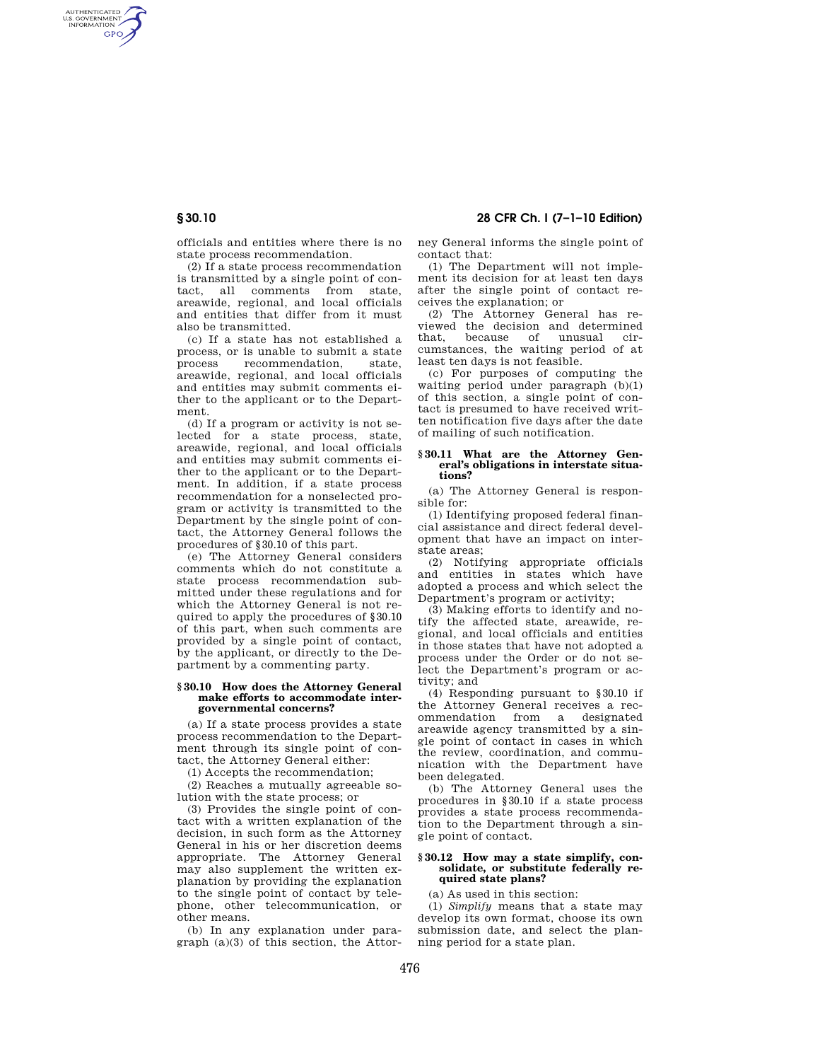officials and entities where there is no state process recommendation.

(2) If a state process recommendation is transmitted by a single point of contact, all comments from state, areawide, regional, and local officials and entities that differ from it must also be transmitted.

(c) If a state has not established a process, or is unable to submit a state process recommendation, state, areawide, regional, and local officials and entities may submit comments either to the applicant or to the Department.

(d) If a program or activity is not selected for a state process, state, areawide, regional, and local officials and entities may submit comments either to the applicant or to the Department. In addition, if a state process recommendation for a nonselected program or activity is transmitted to the Department by the single point of contact, the Attorney General follows the procedures of §30.10 of this part.

(e) The Attorney General considers comments which do not constitute a state process recommendation submitted under these regulations and for which the Attorney General is not required to apply the procedures of §30.10 of this part, when such comments are provided by a single point of contact, by the applicant, or directly to the Department by a commenting party.

### §30.10 How does the Attorney General make efforts to accommodate intergovernmental concerns?

(a) If a state process provides a state process recommendation to the Department through its single point of contact, the Attorney General either:

(1) Accepts the recommendation;

(2) Reaches a mutually agreeable solution with the state process; or

(3) Provides the single point of contact with a written explanation of the decision, in such form as the Attorney General in his or her discretion deems appropriate. The Attorney General may also supplement the written explanation by providing the explanation to the single point of contact by telephone, other telecommunication, or other means.

(b) In any explanation under paragraph (a)(3) of this section, the Attorney General informs the single point of contact that:

(1) The Department will not implement its decision for at least ten days after the single point of contact receives the explanation; or

(2) The Attorney General has reviewed the decision and determined that, because of unusual circumstances, the waiting period of at least ten days is not feasible.

(c) For purposes of computing the waiting period under paragraph (b)(1) of this section, a single point of contact is presumed to have received written notification five days after the date of mailing of such notification.

### §30.11 What are the Attorney General's obligations in interstate situations?

(a) The Attorney General is responsible for:

(1) Identifying proposed federal financial assistance and direct federal development that have an impact on interstate areas;

(2) Notifying appropriate officials and entities in states which have adopted a process and which select the Department's program or activity;

(3) Making efforts to identify and notify the affected state, areawide, regional, and local officials and entities in those states that have not adopted a process under the Order or do not select the Department's program or activity; and

(4) Responding pursuant to §30.10 if the Attorney General receives a recommendation from a designated areawide agency transmitted by a single point of contact in cases in which the review, coordination, and communication with the Department have been delegated.

(b) The Attorney General uses the procedures in §30.10 if a state process provides a state process recommendation to the Department through a single point of contact.

### §30.12 How may a state simplify, consolidate, or substitute federally required state plans?

(a) As used in this section:

(1) *Simplify* means that a state may develop its own format, choose its own submission date, and select the planning period for a state plan.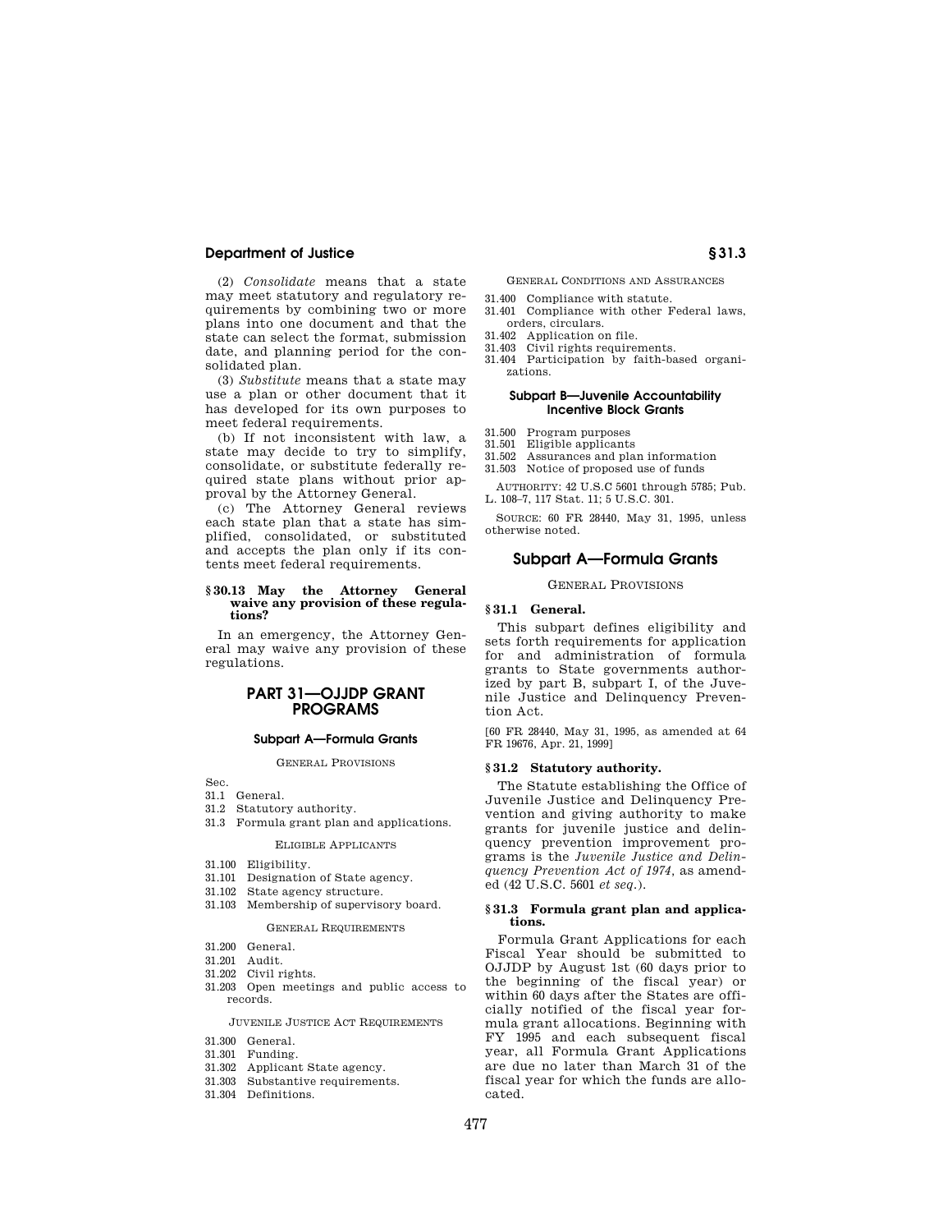(2) *Consolidate* means that a state may meet statutory and regulatory requirements by combining two or more plans into one document and that the state can select the format, submission date, and planning period for the consolidated plan.

(3) *Substitute* means that a state may use a plan or other document that it has developed for its own purposes to meet federal requirements.

(b) If not inconsistent with law, a state may decide to try to simplify, consolidate, or substitute federally required state plans without prior approval by the Attorney General.

(c) The Attorney General reviews each state plan that a state has simplified, consolidated, or substituted and accepts the plan only if its contents meet federal requirements.

#### § 30.13 May the Attorney General waive any provision of these regulations?

In an emergency, the Attorney General may waive any provision of these regulations.

# PART 31—OJJDP GRANT PROGRAMS

### Subpart A—Formula Grants

GENERAL PROVISIONS

Sec.
31.1 General.
31.2 Statutory authority.
31.3 Formula grant plan and applications.

ELIGIBLE APPLICANTS

31.100 Eligibility.
31.101 Designation of State agency.
31.102 State agency structure.
31.103 Membership of supervisory board.

GENERAL REQUIREMENTS

31.200 General.
31.201 Audit.
31.202 Civil rights.
31.203 Open meetings and public access to records.

JUVENILE JUSTICE ACT REQUIREMENTS

31.300 General.
31.301 Funding.
31.302 Applicant State agency.
31.303 Substantive requirements.
31.304 Definitions.

GENERAL CONDITIONS AND ASSURANCES

31.400 Compliance with statute.
31.401 Compliance with other Federal laws, orders, circulars.
31.402 Application on file.
31.403 Civil rights requirements.
31.404 Participation by faith-based organizations.

### Subpart B—Juvenile Accountability Incentive Block Grants

31.500 Program purposes
31.501 Eligible applicants
31.502 Assurances and plan information
31.503 Notice of proposed use of funds

AUTHORITY: 42 U.S.C 5601 through 5785; Pub. L. 108–7, 117 Stat. 11; 5 U.S.C. 301.

SOURCE: 60 FR 28440, May 31, 1995, unless otherwise noted.

## Subpart A—Formula Grants

GENERAL PROVISIONS

#### § 31.1 General.

This subpart defines eligibility and sets forth requirements for application for and administration of formula grants to State governments authorized by part B, subpart I, of the Juvenile Justice and Delinquency Prevention Act.

[60 FR 28440, May 31, 1995, as amended at 64 FR 19676, Apr. 21, 1999]

#### § 31.2 Statutory authority.

The Statute establishing the Office of Juvenile Justice and Delinquency Prevention and giving authority to make grants for juvenile justice and delinquency prevention improvement programs is the *Juvenile Justice and Delinquency Prevention Act of 1974*, as amended (42 U.S.C. 5601 *et seq.*).

#### § 31.3 Formula grant plan and applications.

Formula Grant Applications for each Fiscal Year should be submitted to OJJDP by August 1st (60 days prior to the beginning of the fiscal year) or within 60 days after the States are officially notified of the fiscal year formula grant allocations. Beginning with FY 1995 and each subsequent fiscal year, all Formula Grant Applications are due no later than March 31 of the fiscal year for which the funds are allocated.